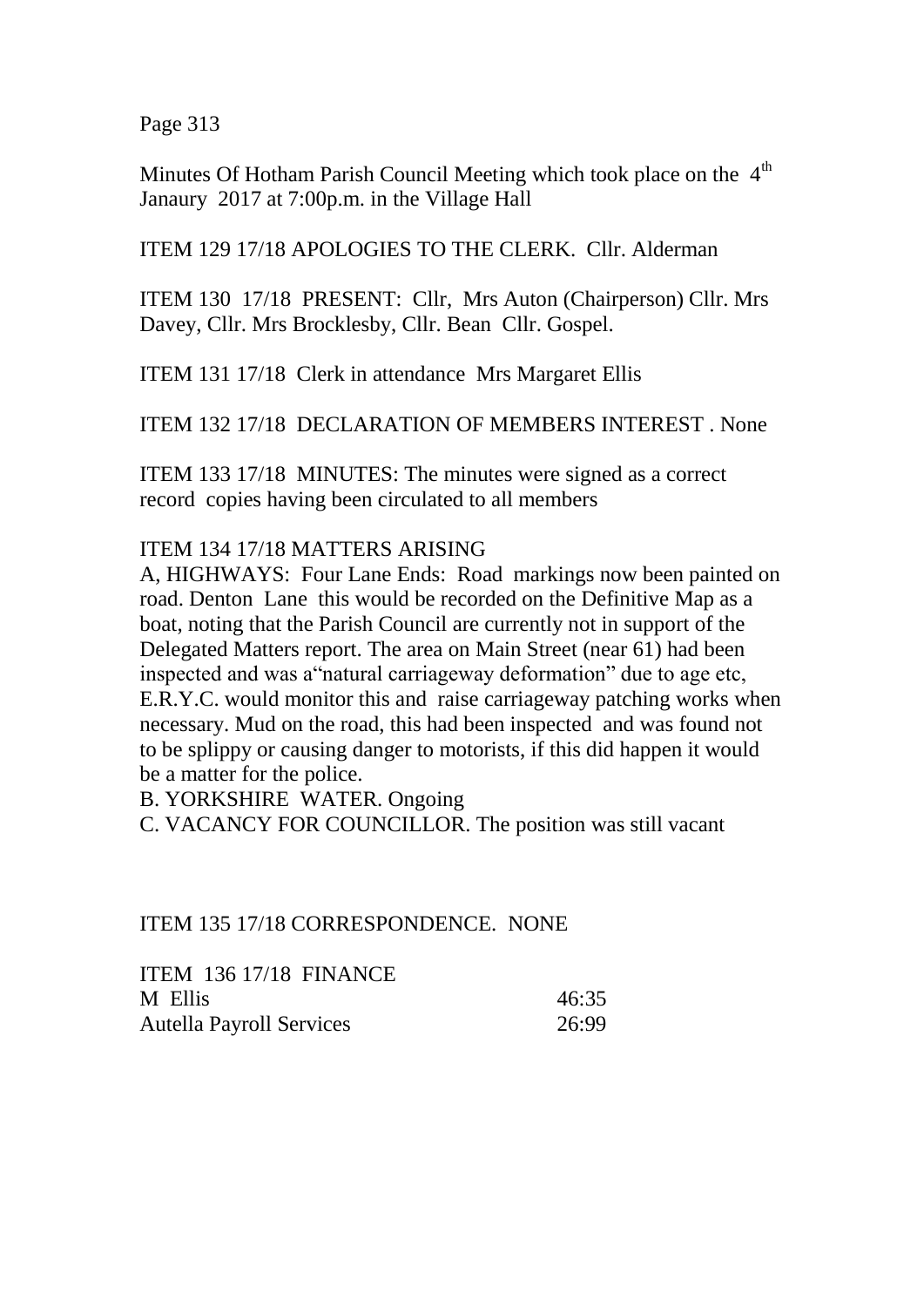Minutes Of Hotham Parish Council Meeting which took place on the 4th Janaury 2017 at 7:00p.m. in the Village Hall

ITEM 129 17/18 APOLOGIES TO THE CLERK. Cllr. Alderman

ITEM 130 17/18 PRESENT: Cllr, Mrs Auton (Chairperson) Cllr. Mrs Davey, Cllr. Mrs Brocklesby, Cllr. Bean Cllr. Gospel.

ITEM 131 17/18 Clerk in attendance Mrs Margaret Ellis

ITEM 132 17/18 DECLARATION OF MEMBERS INTEREST . None

ITEM 133 17/18 MINUTES: The minutes were signed as a correct record copies having been circulated to all members

ITEM 134 17/18 MATTERS ARISING

A, HIGHWAYS: Four Lane Ends: Road markings now been painted on road. Denton Lane this would be recorded on the Definitive Map as a boat, noting that the Parish Council are currently not in support of the Delegated Matters report. The area on Main Street (near 61) had been inspected and was a"natural carriageway deformation" due to age etc, E.R.Y.C. would monitor this and raise carriageway patching works when necessary. Mud on the road, this had been inspected and was found not to be splippy or causing danger to motorists, if this did happen it would be a matter for the police.

B. YORKSHIRE WATER. Ongoing

C. VACANCY FOR COUNCILLOR. The position was still vacant

ITEM 135 17/18 CORRESPONDENCE. NONE

ITEM 136 17/18 FINANCE

| | |
|---|---|
| M Ellis | 46:35 |
| Autella Payroll Services | 26:99 |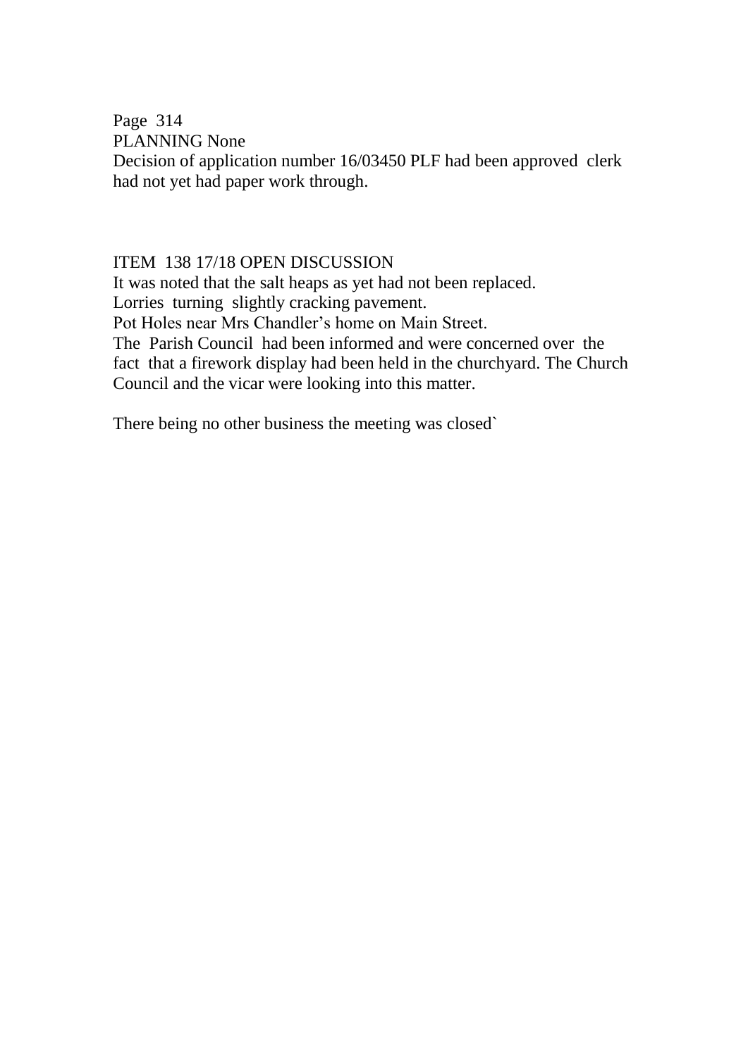Page 314

PLANNING None

Decision of application number 16/03450 PLF had been approved clerk had not yet had paper work through.

ITEM 138 17/18 OPEN DISCUSSION

It was noted that the salt heaps as yet had not been replaced.

Lorries turning slightly cracking pavement.

Pot Holes near Mrs Chandler's home on Main Street.

The Parish Council had been informed and were concerned over the fact that a firework display had been held in the churchyard. The Church Council and the vicar were looking into this matter.

There being no other business the meeting was closed`